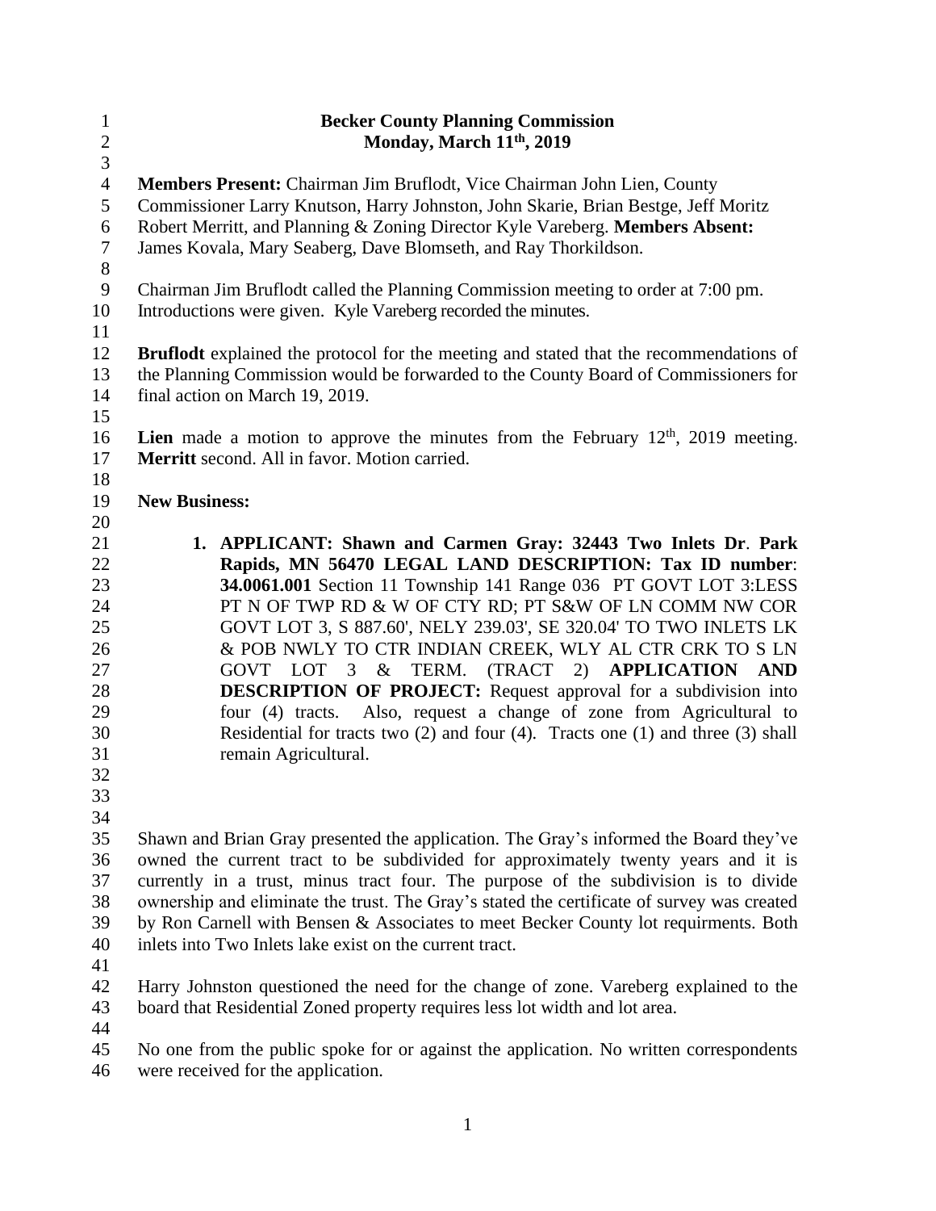# Becker County Planning Commission
## Monday, March 11th, 2019

**Members Present:** Chairman Jim Bruflodt, Vice Chairman John Lien, County Commissioner Larry Knutson, Harry Johnston, John Skarie, Brian Bestge, Jeff Moritz Robert Merritt, and Planning & Zoning Director Kyle Vareberg. **Members Absent:** James Kovala, Mary Seaberg, Dave Blomseth, and Ray Thorkildson.

Chairman Jim Bruflodt called the Planning Commission meeting to order at 7:00 pm. Introductions were given. Kyle Vareberg recorded the minutes.

**Bruflodt** explained the protocol for the meeting and stated that the recommendations of the Planning Commission would be forwarded to the County Board of Commissioners for final action on March 19, 2019.

**Lien** made a motion to approve the minutes from the February 12th, 2019 meeting. **Merritt** second. All in favor. Motion carried.

**New Business:**

1. **APPLICANT: Shawn and Carmen Gray: 32443 Two Inlets Dr**. **Park Rapids, MN 56470 LEGAL LAND DESCRIPTION: Tax ID number**: **34.0061.001** Section 11 Township 141 Range 036 PT GOVT LOT 3:LESS PT N OF TWP RD & W OF CTY RD; PT S&W OF LN COMM NW COR GOVT LOT 3, S 887.60', NELY 239.03', SE 320.04' TO TWO INLETS LK & POB NWLY TO CTR INDIAN CREEK, WLY AL CTR CRK TO S LN GOVT LOT 3 & TERM. (TRACT 2) **APPLICATION AND DESCRIPTION OF PROJECT:** Request approval for a subdivision into four (4) tracts. Also, request a change of zone from Agricultural to Residential for tracts two (2) and four (4). Tracts one (1) and three (3) shall remain Agricultural.

Shawn and Brian Gray presented the application. The Gray's informed the Board they've owned the current tract to be subdivided for approximately twenty years and it is currently in a trust, minus tract four. The purpose of the subdivision is to divide ownership and eliminate the trust. The Gray's stated the certificate of survey was created by Ron Carnell with Bensen & Associates to meet Becker County lot requirments. Both inlets into Two Inlets lake exist on the current tract.

Harry Johnston questioned the need for the change of zone. Vareberg explained to the board that Residential Zoned property requires less lot width and lot area.

No one from the public spoke for or against the application. No written correspondents were received for the application.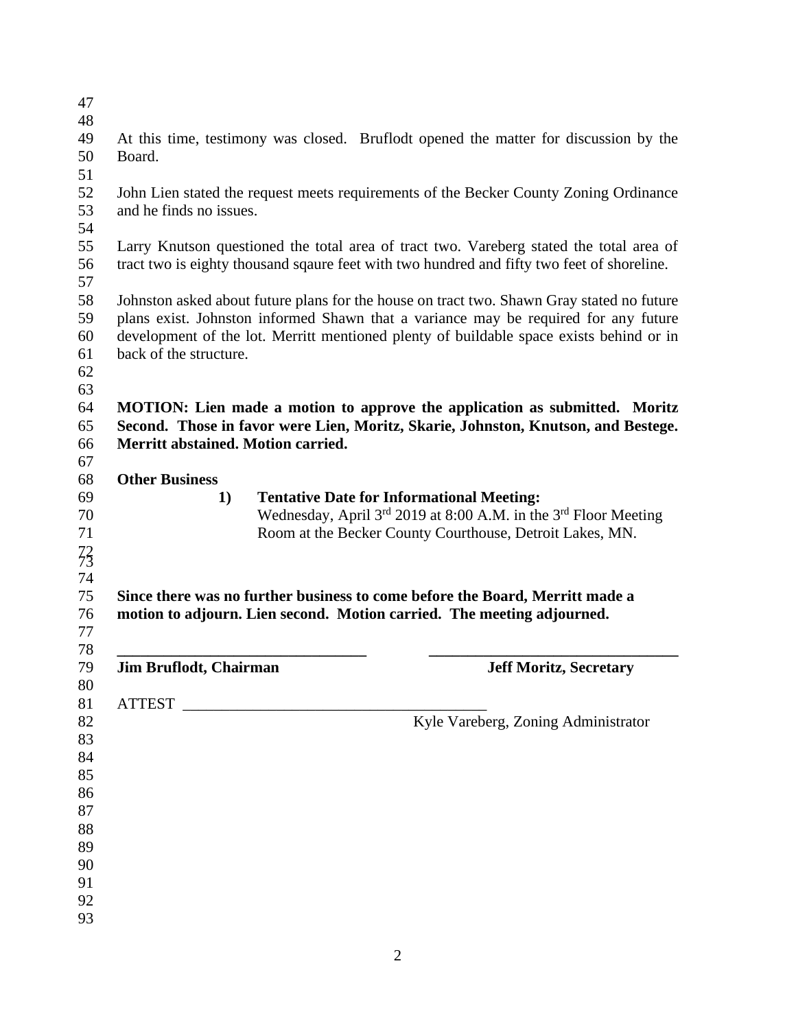At this time, testimony was closed. Bruflodt opened the matter for discussion by the Board.

John Lien stated the request meets requirements of the Becker County Zoning Ordinance and he finds no issues.

Larry Knutson questioned the total area of tract two. Vareberg stated the total area of tract two is eighty thousand sqaure feet with two hundred and fifty two feet of shoreline.

Johnston asked about future plans for the house on tract two. Shawn Gray stated no future plans exist. Johnston informed Shawn that a variance may be required for any future development of the lot. Merritt mentioned plenty of buildable space exists behind or in back of the structure.

**MOTION: Lien made a motion to approve the application as submitted. Moritz Second. Those in favor were Lien, Moritz, Skarie, Johnston, Knutson, and Bestege. Merritt abstained. Motion carried.**

**Other Business**

1) **Tentative Date for Informational Meeting:**
   Wednesday, April 3rd 2019 at 8:00 A.M. in the 3rd Floor Meeting Room at the Becker County Courthouse, Detroit Lakes, MN.

**Since there was no further business to come before the Board, Merritt made a motion to adjourn. Lien second. Motion carried. The meeting adjourned.**

_______________________________ _______________________________

**Jim Bruflodt, Chairman** **Jeff Moritz, Secretary**

ATTEST _____________________________________

Kyle Vareberg, Zoning Administrator